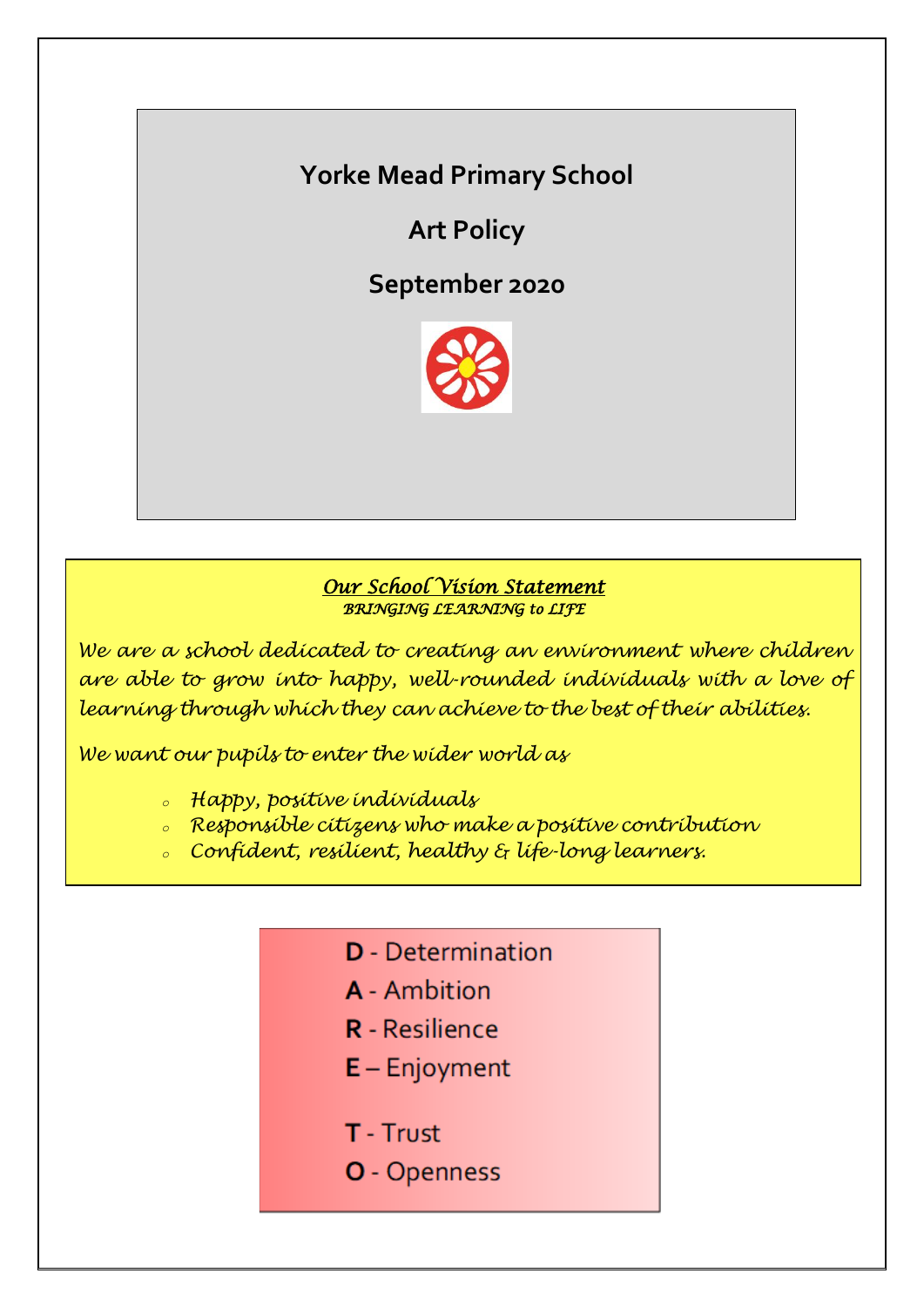# Yorke Mead Primary School

## Art Policy

## September 2020

***Our School Vision Statement***

*BRINGING LEARNING to LIFE*

*We are a school dedicated to creating an environment where children are able to grow into happy, well-rounded individuals with a love of learning through which they can achieve to the best of their abilities.*

*We want our pupils to enter the wider world as*

- *Happy, positive individuals*
- *Responsible citizens who make a positive contribution*
- *Confident, resilient, healthy & life-long learners.*

**D** - Determination
**A** - Ambition
**R** - Resilience
**E** – Enjoyment

**T** - Trust
**O** - Openness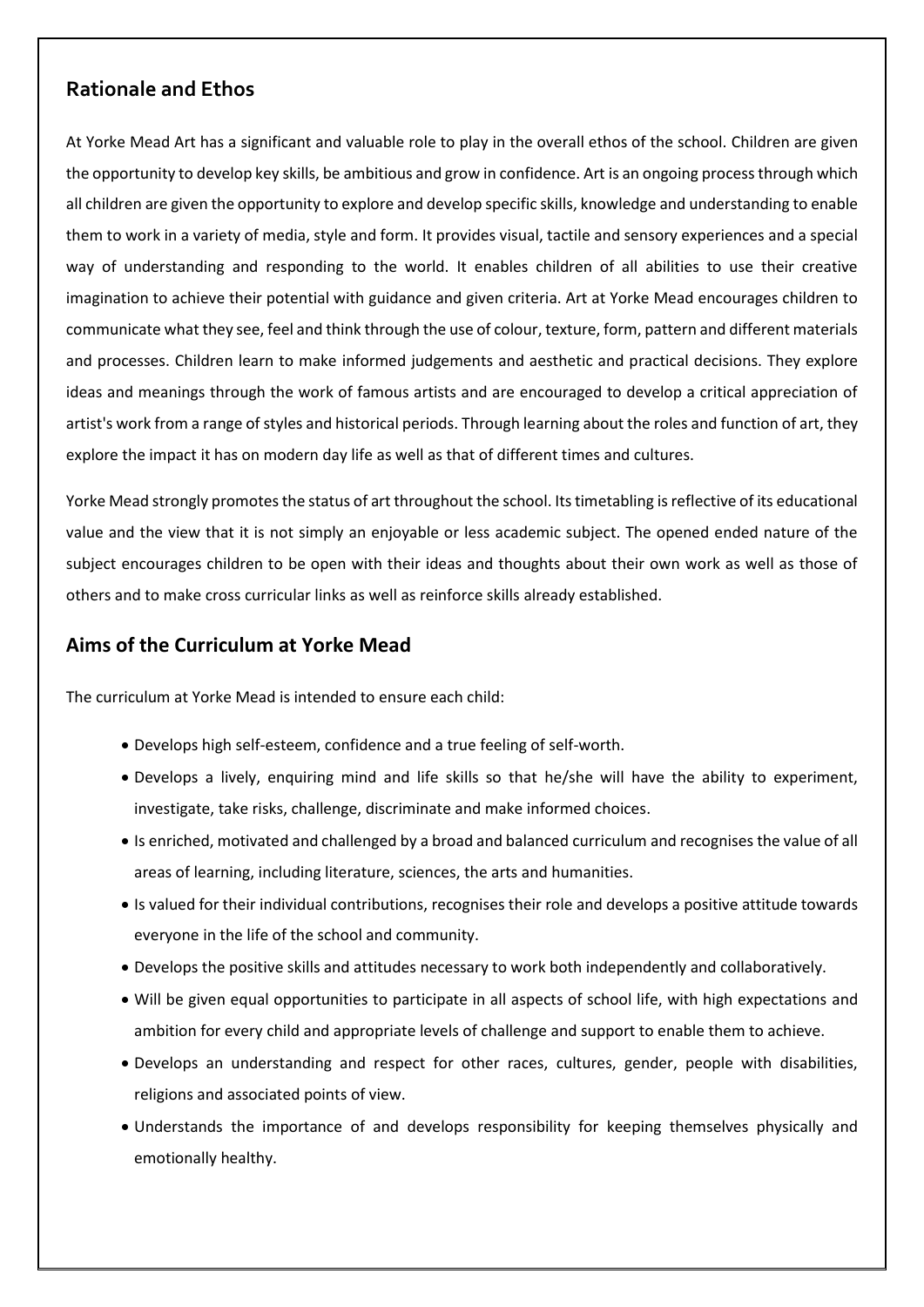## Rationale and Ethos

At Yorke Mead Art has a significant and valuable role to play in the overall ethos of the school. Children are given the opportunity to develop key skills, be ambitious and grow in confidence. Art is an ongoing process through which all children are given the opportunity to explore and develop specific skills, knowledge and understanding to enable them to work in a variety of media, style and form. It provides visual, tactile and sensory experiences and a special way of understanding and responding to the world. It enables children of all abilities to use their creative imagination to achieve their potential with guidance and given criteria. Art at Yorke Mead encourages children to communicate what they see, feel and think through the use of colour, texture, form, pattern and different materials and processes. Children learn to make informed judgements and aesthetic and practical decisions. They explore ideas and meanings through the work of famous artists and are encouraged to develop a critical appreciation of artist's work from a range of styles and historical periods. Through learning about the roles and function of art, they explore the impact it has on modern day life as well as that of different times and cultures.

Yorke Mead strongly promotes the status of art throughout the school. Its timetabling is reflective of its educational value and the view that it is not simply an enjoyable or less academic subject. The opened ended nature of the subject encourages children to be open with their ideas and thoughts about their own work as well as those of others and to make cross curricular links as well as reinforce skills already established.

## Aims of the Curriculum at Yorke Mead

The curriculum at Yorke Mead is intended to ensure each child:

- Develops high self-esteem, confidence and a true feeling of self-worth.
- Develops a lively, enquiring mind and life skills so that he/she will have the ability to experiment, investigate, take risks, challenge, discriminate and make informed choices.
- Is enriched, motivated and challenged by a broad and balanced curriculum and recognises the value of all areas of learning, including literature, sciences, the arts and humanities.
- Is valued for their individual contributions, recognises their role and develops a positive attitude towards everyone in the life of the school and community.
- Develops the positive skills and attitudes necessary to work both independently and collaboratively.
- Will be given equal opportunities to participate in all aspects of school life, with high expectations and ambition for every child and appropriate levels of challenge and support to enable them to achieve.
- Develops an understanding and respect for other races, cultures, gender, people with disabilities, religions and associated points of view.
- Understands the importance of and develops responsibility for keeping themselves physically and emotionally healthy.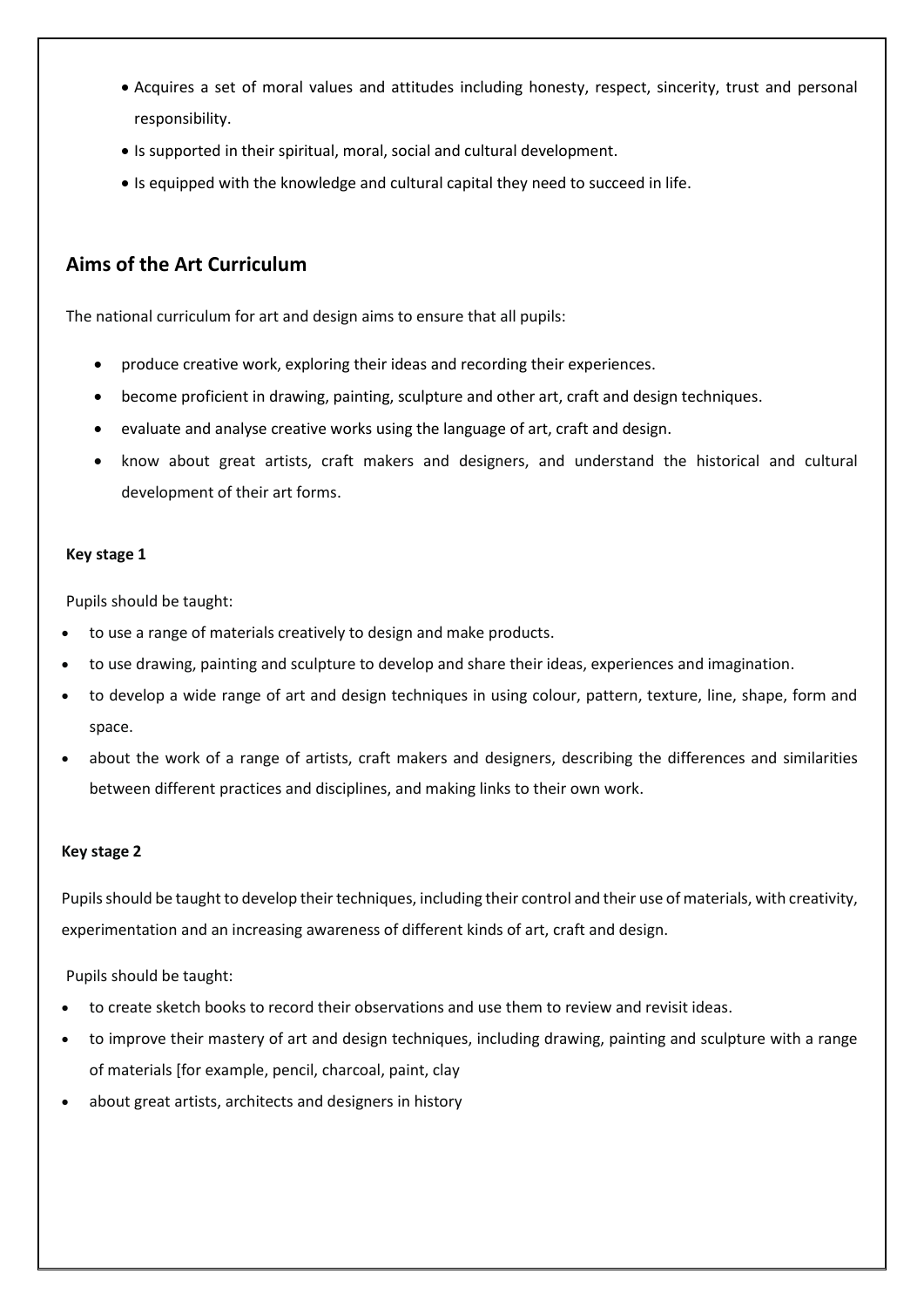- Acquires a set of moral values and attitudes including honesty, respect, sincerity, trust and personal responsibility.
- Is supported in their spiritual, moral, social and cultural development.
- Is equipped with the knowledge and cultural capital they need to succeed in life.

## Aims of the Art Curriculum

The national curriculum for art and design aims to ensure that all pupils:

- produce creative work, exploring their ideas and recording their experiences.
- become proficient in drawing, painting, sculpture and other art, craft and design techniques.
- evaluate and analyse creative works using the language of art, craft and design.
- know about great artists, craft makers and designers, and understand the historical and cultural development of their art forms.

**Key stage 1**

Pupils should be taught:

- to use a range of materials creatively to design and make products.
- to use drawing, painting and sculpture to develop and share their ideas, experiences and imagination.
- to develop a wide range of art and design techniques in using colour, pattern, texture, line, shape, form and space.
- about the work of a range of artists, craft makers and designers, describing the differences and similarities between different practices and disciplines, and making links to their own work.

**Key stage 2**

Pupils should be taught to develop their techniques, including their control and their use of materials, with creativity, experimentation and an increasing awareness of different kinds of art, craft and design.

Pupils should be taught:

- to create sketch books to record their observations and use them to review and revisit ideas.
- to improve their mastery of art and design techniques, including drawing, painting and sculpture with a range of materials [for example, pencil, charcoal, paint, clay
- about great artists, architects and designers in history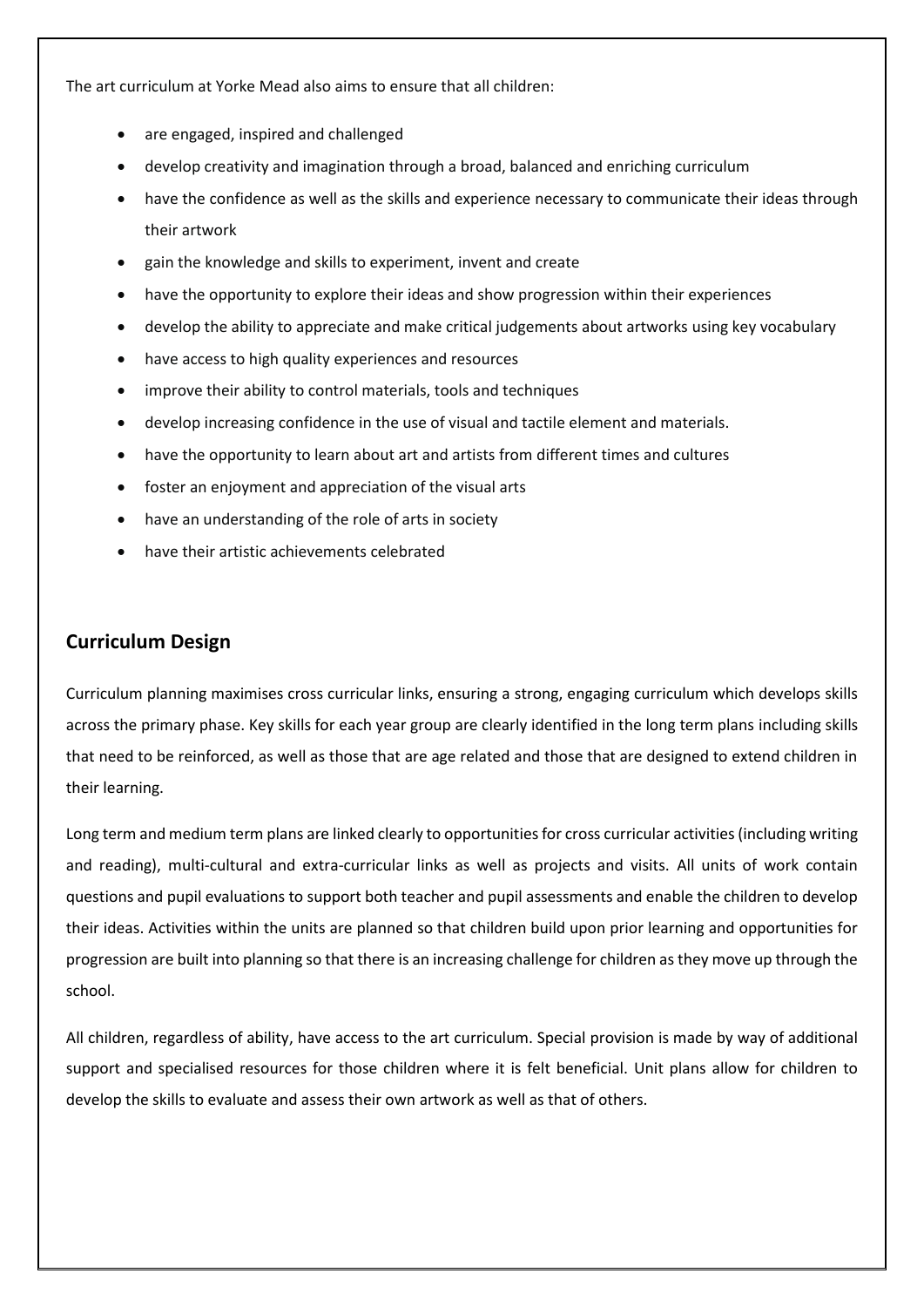The art curriculum at Yorke Mead also aims to ensure that all children:

- are engaged, inspired and challenged
- develop creativity and imagination through a broad, balanced and enriching curriculum
- have the confidence as well as the skills and experience necessary to communicate their ideas through their artwork
- gain the knowledge and skills to experiment, invent and create
- have the opportunity to explore their ideas and show progression within their experiences
- develop the ability to appreciate and make critical judgements about artworks using key vocabulary
- have access to high quality experiences and resources
- improve their ability to control materials, tools and techniques
- develop increasing confidence in the use of visual and tactile element and materials.
- have the opportunity to learn about art and artists from different times and cultures
- foster an enjoyment and appreciation of the visual arts
- have an understanding of the role of arts in society
- have their artistic achievements celebrated

## Curriculum Design

Curriculum planning maximises cross curricular links, ensuring a strong, engaging curriculum which develops skills across the primary phase. Key skills for each year group are clearly identified in the long term plans including skills that need to be reinforced, as well as those that are age related and those that are designed to extend children in their learning.

Long term and medium term plans are linked clearly to opportunities for cross curricular activities (including writing and reading), multi-cultural and extra-curricular links as well as projects and visits. All units of work contain questions and pupil evaluations to support both teacher and pupil assessments and enable the children to develop their ideas. Activities within the units are planned so that children build upon prior learning and opportunities for progression are built into planning so that there is an increasing challenge for children as they move up through the school.

All children, regardless of ability, have access to the art curriculum. Special provision is made by way of additional support and specialised resources for those children where it is felt beneficial. Unit plans allow for children to develop the skills to evaluate and assess their own artwork as well as that of others.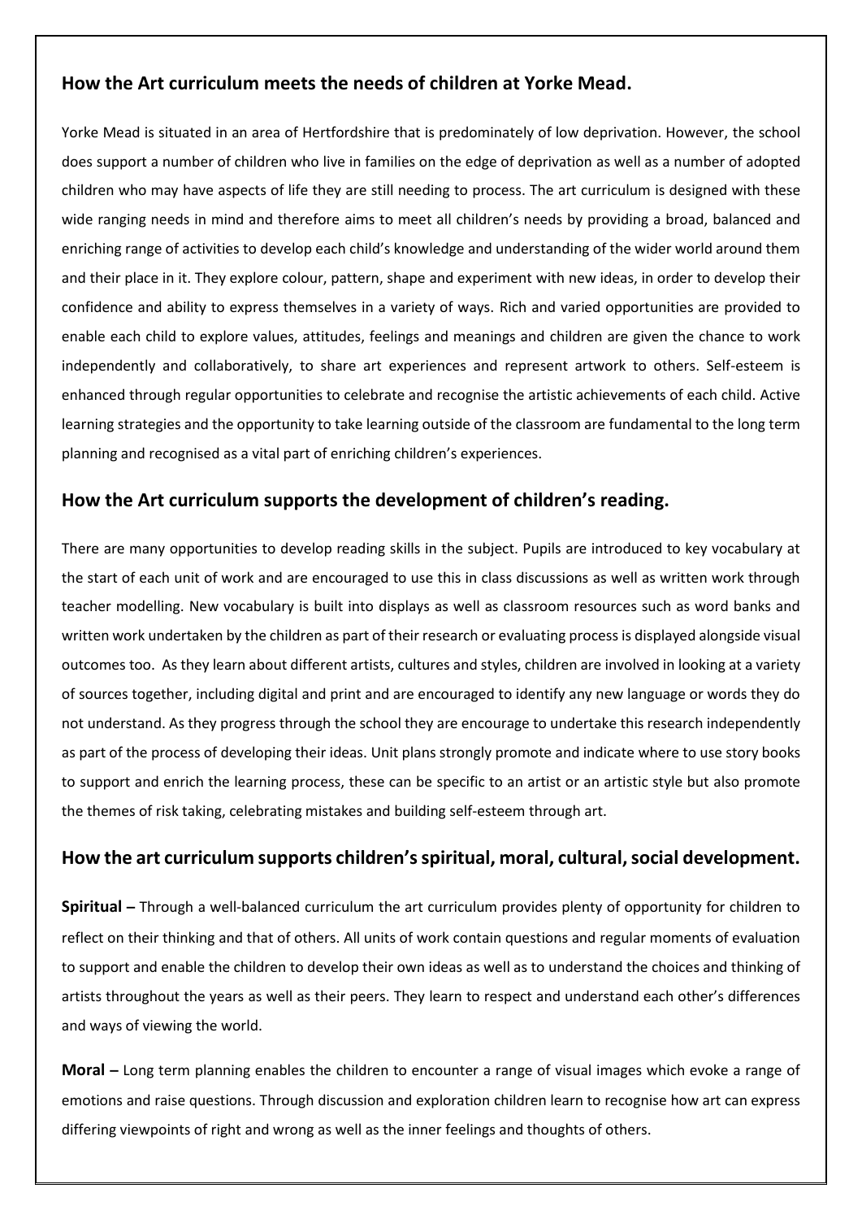## How the Art curriculum meets the needs of children at Yorke Mead.

Yorke Mead is situated in an area of Hertfordshire that is predominately of low deprivation. However, the school does support a number of children who live in families on the edge of deprivation as well as a number of adopted children who may have aspects of life they are still needing to process. The art curriculum is designed with these wide ranging needs in mind and therefore aims to meet all children's needs by providing a broad, balanced and enriching range of activities to develop each child's knowledge and understanding of the wider world around them and their place in it. They explore colour, pattern, shape and experiment with new ideas, in order to develop their confidence and ability to express themselves in a variety of ways. Rich and varied opportunities are provided to enable each child to explore values, attitudes, feelings and meanings and children are given the chance to work independently and collaboratively, to share art experiences and represent artwork to others. Self-esteem is enhanced through regular opportunities to celebrate and recognise the artistic achievements of each child. Active learning strategies and the opportunity to take learning outside of the classroom are fundamental to the long term planning and recognised as a vital part of enriching children's experiences.

## How the Art curriculum supports the development of children's reading.

There are many opportunities to develop reading skills in the subject. Pupils are introduced to key vocabulary at the start of each unit of work and are encouraged to use this in class discussions as well as written work through teacher modelling. New vocabulary is built into displays as well as classroom resources such as word banks and written work undertaken by the children as part of their research or evaluating process is displayed alongside visual outcomes too. As they learn about different artists, cultures and styles, children are involved in looking at a variety of sources together, including digital and print and are encouraged to identify any new language or words they do not understand. As they progress through the school they are encourage to undertake this research independently as part of the process of developing their ideas. Unit plans strongly promote and indicate where to use story books to support and enrich the learning process, these can be specific to an artist or an artistic style but also promote the themes of risk taking, celebrating mistakes and building self-esteem through art.

## How the art curriculum supports children's spiritual, moral, cultural, social development.

**Spiritual –** Through a well-balanced curriculum the art curriculum provides plenty of opportunity for children to reflect on their thinking and that of others. All units of work contain questions and regular moments of evaluation to support and enable the children to develop their own ideas as well as to understand the choices and thinking of artists throughout the years as well as their peers. They learn to respect and understand each other's differences and ways of viewing the world.

**Moral –** Long term planning enables the children to encounter a range of visual images which evoke a range of emotions and raise questions. Through discussion and exploration children learn to recognise how art can express differing viewpoints of right and wrong as well as the inner feelings and thoughts of others.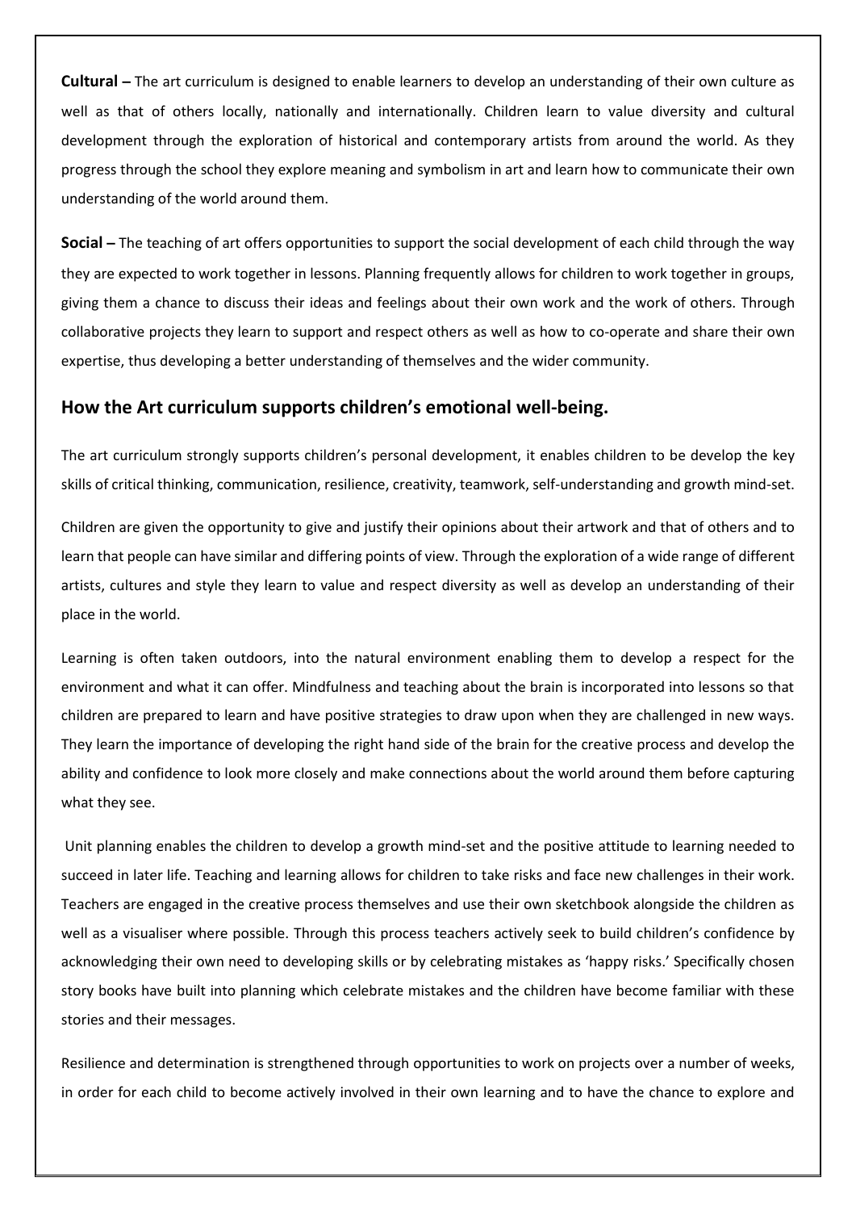**Cultural –** The art curriculum is designed to enable learners to develop an understanding of their own culture as well as that of others locally, nationally and internationally. Children learn to value diversity and cultural development through the exploration of historical and contemporary artists from around the world. As they progress through the school they explore meaning and symbolism in art and learn how to communicate their own understanding of the world around them.

**Social –** The teaching of art offers opportunities to support the social development of each child through the way they are expected to work together in lessons. Planning frequently allows for children to work together in groups, giving them a chance to discuss their ideas and feelings about their own work and the work of others. Through collaborative projects they learn to support and respect others as well as how to co-operate and share their own expertise, thus developing a better understanding of themselves and the wider community.

## How the Art curriculum supports children's emotional well-being.

The art curriculum strongly supports children's personal development, it enables children to be develop the key skills of critical thinking, communication, resilience, creativity, teamwork, self-understanding and growth mind-set.

Children are given the opportunity to give and justify their opinions about their artwork and that of others and to learn that people can have similar and differing points of view. Through the exploration of a wide range of different artists, cultures and style they learn to value and respect diversity as well as develop an understanding of their place in the world.

Learning is often taken outdoors, into the natural environment enabling them to develop a respect for the environment and what it can offer. Mindfulness and teaching about the brain is incorporated into lessons so that children are prepared to learn and have positive strategies to draw upon when they are challenged in new ways. They learn the importance of developing the right hand side of the brain for the creative process and develop the ability and confidence to look more closely and make connections about the world around them before capturing what they see.

Unit planning enables the children to develop a growth mind-set and the positive attitude to learning needed to succeed in later life. Teaching and learning allows for children to take risks and face new challenges in their work. Teachers are engaged in the creative process themselves and use their own sketchbook alongside the children as well as a visualiser where possible. Through this process teachers actively seek to build children's confidence by acknowledging their own need to developing skills or by celebrating mistakes as 'happy risks.' Specifically chosen story books have built into planning which celebrate mistakes and the children have become familiar with these stories and their messages.

Resilience and determination is strengthened through opportunities to work on projects over a number of weeks, in order for each child to become actively involved in their own learning and to have the chance to explore and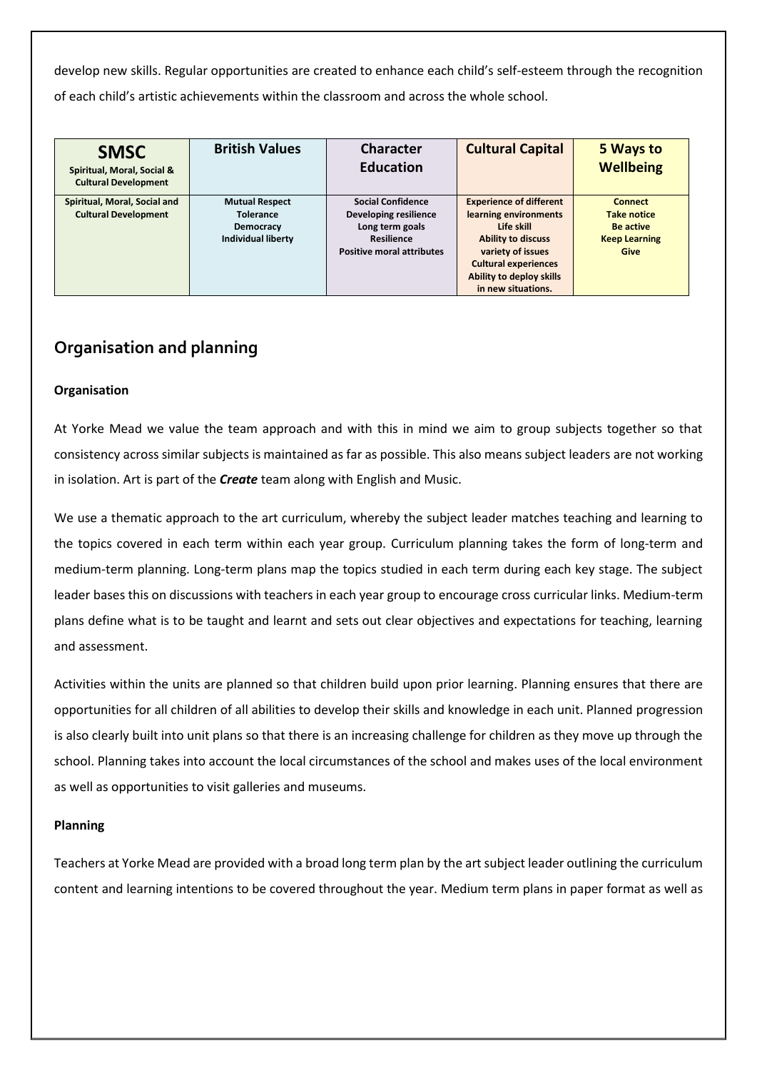develop new skills. Regular opportunities are created to enhance each child's self-esteem through the recognition of each child's artistic achievements within the classroom and across the whole school.

| **SMSC** Spiritual, Moral, Social & Cultural Development | **British Values** | **Character Education** | **Cultural Capital** | **5 Ways to Wellbeing** |
|---|---|---|---|---|
| **Spiritual, Moral, Social and Cultural Development** | **Mutual Respect**<br>**Tolerance**<br>**Democracy**<br>**Individual liberty** | **Social Confidence**<br>**Developing resilience**<br>**Long term goals**<br>**Resilience**<br>**Positive moral attributes** | **Experience of different learning environments**<br>**Life skill**<br>**Ability to discuss variety of issues**<br>**Cultural experiences**<br>**Ability to deploy skills in new situations.** | **Connect**<br>**Take notice**<br>**Be active**<br>**Keep Learning**<br>**Give** |

## Organisation and planning

**Organisation**

At Yorke Mead we value the team approach and with this in mind we aim to group subjects together so that consistency across similar subjects is maintained as far as possible. This also means subject leaders are not working in isolation. Art is part of the ***Create*** team along with English and Music.

We use a thematic approach to the art curriculum, whereby the subject leader matches teaching and learning to the topics covered in each term within each year group. Curriculum planning takes the form of long-term and medium-term planning. Long-term plans map the topics studied in each term during each key stage. The subject leader bases this on discussions with teachers in each year group to encourage cross curricular links. Medium-term plans define what is to be taught and learnt and sets out clear objectives and expectations for teaching, learning and assessment.

Activities within the units are planned so that children build upon prior learning. Planning ensures that there are opportunities for all children of all abilities to develop their skills and knowledge in each unit. Planned progression is also clearly built into unit plans so that there is an increasing challenge for children as they move up through the school. Planning takes into account the local circumstances of the school and makes uses of the local environment as well as opportunities to visit galleries and museums.

**Planning**

Teachers at Yorke Mead are provided with a broad long term plan by the art subject leader outlining the curriculum content and learning intentions to be covered throughout the year. Medium term plans in paper format as well as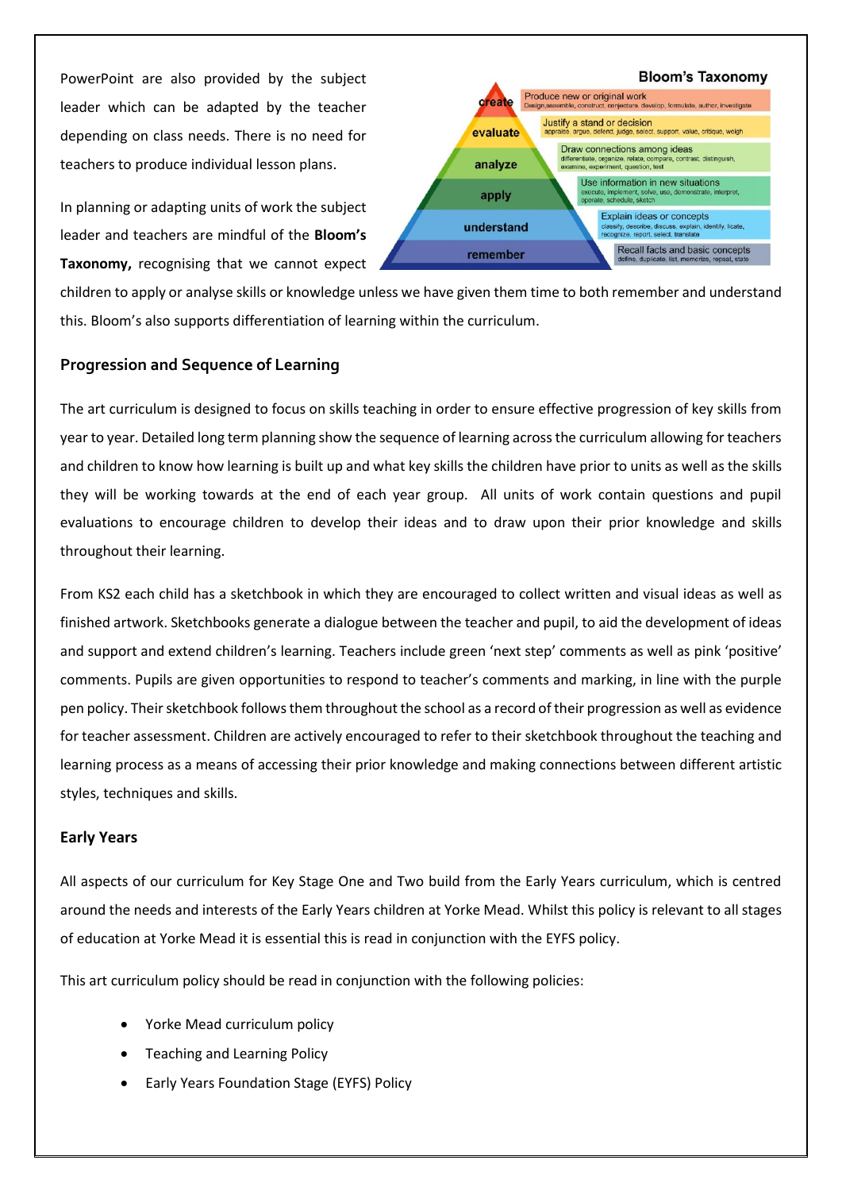PowerPoint are also provided by the subject leader which can be adapted by the teacher depending on class needs. There is no need for teachers to produce individual lesson plans.

In planning or adapting units of work the subject leader and teachers are mindful of the **Bloom's Taxonomy,** recognising that we cannot expect children to apply or analyse skills or knowledge unless we have given them time to both remember and understand this. Bloom's also supports differentiation of learning within the curriculum.

**Bloom's Taxonomy**

- **create** – Produce new or original work: Design, assemble, construct, conjecture, develop, formulate, author, investigate
- **evaluate** – Justify a stand or decision: appraise, argue, defend, judge, select, support, value, critique, weigh
- **analyze** – Draw connections among ideas: differentiate, organize, relate, compare, contrast, distinguish, examine, experiment, question, test
- **apply** – Use information in new situations: execute, implement, solve, use, demonstrate, interpret, operate, schedule, sketch
- **understand** – Explain ideas or concepts: classify, describe, discuss, explain, identify, locate, recognize, report, select, translate
- **remember** – Recall facts and basic concepts: define, duplicate, list, memorize, repeat, state

## Progression and Sequence of Learning

The art curriculum is designed to focus on skills teaching in order to ensure effective progression of key skills from year to year. Detailed long term planning show the sequence of learning across the curriculum allowing for teachers and children to know how learning is built up and what key skills the children have prior to units as well as the skills they will be working towards at the end of each year group. All units of work contain questions and pupil evaluations to encourage children to develop their ideas and to draw upon their prior knowledge and skills throughout their learning.

From KS2 each child has a sketchbook in which they are encouraged to collect written and visual ideas as well as finished artwork. Sketchbooks generate a dialogue between the teacher and pupil, to aid the development of ideas and support and extend children's learning. Teachers include green 'next step' comments as well as pink 'positive' comments. Pupils are given opportunities to respond to teacher's comments and marking, in line with the purple pen policy. Their sketchbook follows them throughout the school as a record of their progression as well as evidence for teacher assessment. Children are actively encouraged to refer to their sketchbook throughout the teaching and learning process as a means of accessing their prior knowledge and making connections between different artistic styles, techniques and skills.

## Early Years

All aspects of our curriculum for Key Stage One and Two build from the Early Years curriculum, which is centred around the needs and interests of the Early Years children at Yorke Mead. Whilst this policy is relevant to all stages of education at Yorke Mead it is essential this is read in conjunction with the EYFS policy.

This art curriculum policy should be read in conjunction with the following policies:

- Yorke Mead curriculum policy
- Teaching and Learning Policy
- Early Years Foundation Stage (EYFS) Policy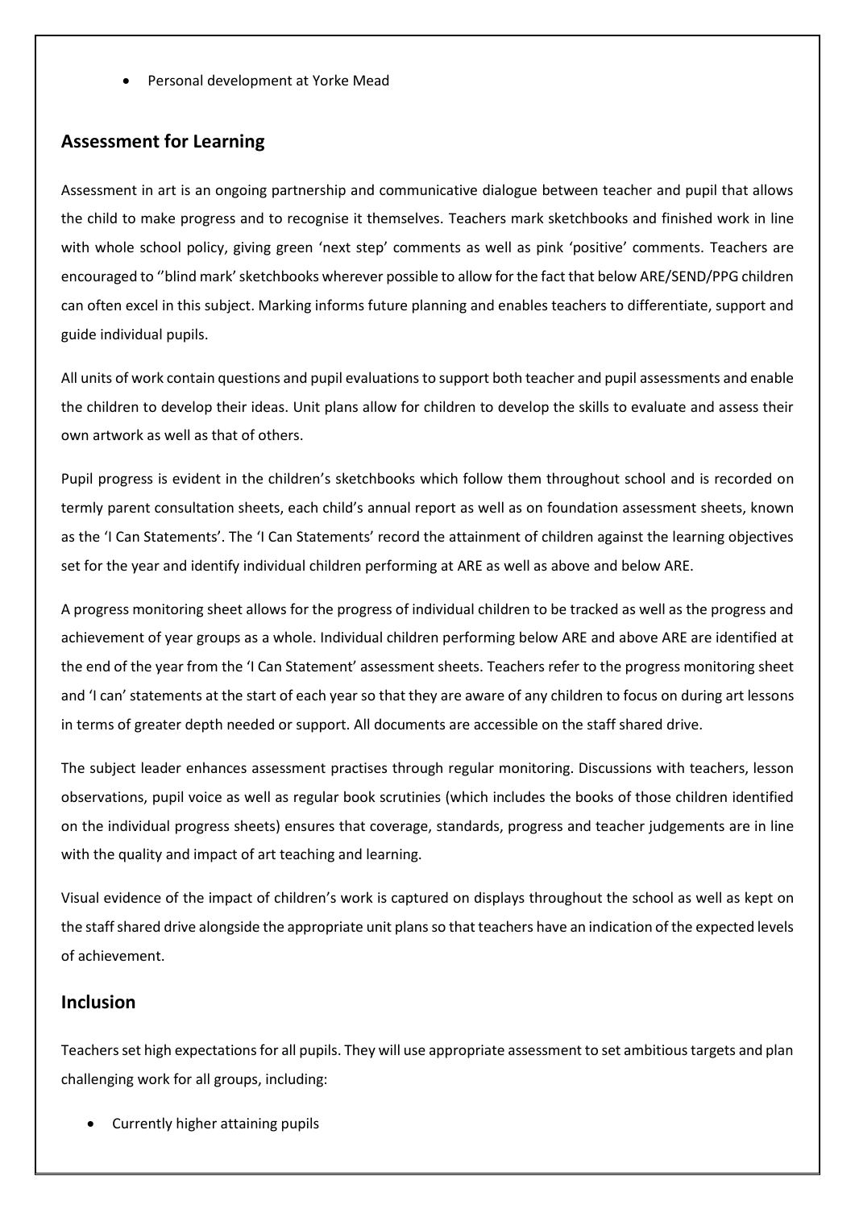- Personal development at Yorke Mead

## Assessment for Learning

Assessment in art is an ongoing partnership and communicative dialogue between teacher and pupil that allows the child to make progress and to recognise it themselves. Teachers mark sketchbooks and finished work in line with whole school policy, giving green 'next step' comments as well as pink 'positive' comments. Teachers are encouraged to ''blind mark' sketchbooks wherever possible to allow for the fact that below ARE/SEND/PPG children can often excel in this subject. Marking informs future planning and enables teachers to differentiate, support and guide individual pupils.

All units of work contain questions and pupil evaluations to support both teacher and pupil assessments and enable the children to develop their ideas. Unit plans allow for children to develop the skills to evaluate and assess their own artwork as well as that of others.

Pupil progress is evident in the children's sketchbooks which follow them throughout school and is recorded on termly parent consultation sheets, each child's annual report as well as on foundation assessment sheets, known as the 'I Can Statements'. The 'I Can Statements' record the attainment of children against the learning objectives set for the year and identify individual children performing at ARE as well as above and below ARE.

A progress monitoring sheet allows for the progress of individual children to be tracked as well as the progress and achievement of year groups as a whole. Individual children performing below ARE and above ARE are identified at the end of the year from the 'I Can Statement' assessment sheets. Teachers refer to the progress monitoring sheet and 'I can' statements at the start of each year so that they are aware of any children to focus on during art lessons in terms of greater depth needed or support. All documents are accessible on the staff shared drive.

The subject leader enhances assessment practises through regular monitoring. Discussions with teachers, lesson observations, pupil voice as well as regular book scrutinies (which includes the books of those children identified on the individual progress sheets) ensures that coverage, standards, progress and teacher judgements are in line with the quality and impact of art teaching and learning.

Visual evidence of the impact of children's work is captured on displays throughout the school as well as kept on the staff shared drive alongside the appropriate unit plans so that teachers have an indication of the expected levels of achievement.

## Inclusion

Teachers set high expectations for all pupils. They will use appropriate assessment to set ambitious targets and plan challenging work for all groups, including:

- Currently higher attaining pupils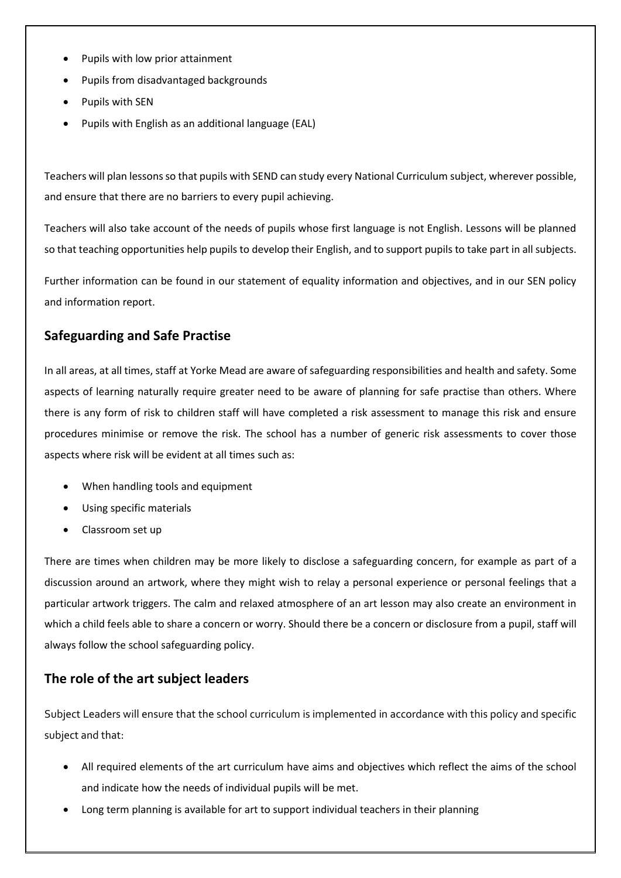- Pupils with low prior attainment
- Pupils from disadvantaged backgrounds
- Pupils with SEN
- Pupils with English as an additional language (EAL)

Teachers will plan lessons so that pupils with SEND can study every National Curriculum subject, wherever possible, and ensure that there are no barriers to every pupil achieving.

Teachers will also take account of the needs of pupils whose first language is not English. Lessons will be planned so that teaching opportunities help pupils to develop their English, and to support pupils to take part in all subjects.

Further information can be found in our statement of equality information and objectives, and in our SEN policy and information report.

## Safeguarding and Safe Practise

In all areas, at all times, staff at Yorke Mead are aware of safeguarding responsibilities and health and safety. Some aspects of learning naturally require greater need to be aware of planning for safe practise than others. Where there is any form of risk to children staff will have completed a risk assessment to manage this risk and ensure procedures minimise or remove the risk. The school has a number of generic risk assessments to cover those aspects where risk will be evident at all times such as:

- When handling tools and equipment
- Using specific materials
- Classroom set up

There are times when children may be more likely to disclose a safeguarding concern, for example as part of a discussion around an artwork, where they might wish to relay a personal experience or personal feelings that a particular artwork triggers. The calm and relaxed atmosphere of an art lesson may also create an environment in which a child feels able to share a concern or worry. Should there be a concern or disclosure from a pupil, staff will always follow the school safeguarding policy.

## The role of the art subject leaders

Subject Leaders will ensure that the school curriculum is implemented in accordance with this policy and specific subject and that:

- All required elements of the art curriculum have aims and objectives which reflect the aims of the school and indicate how the needs of individual pupils will be met.
- Long term planning is available for art to support individual teachers in their planning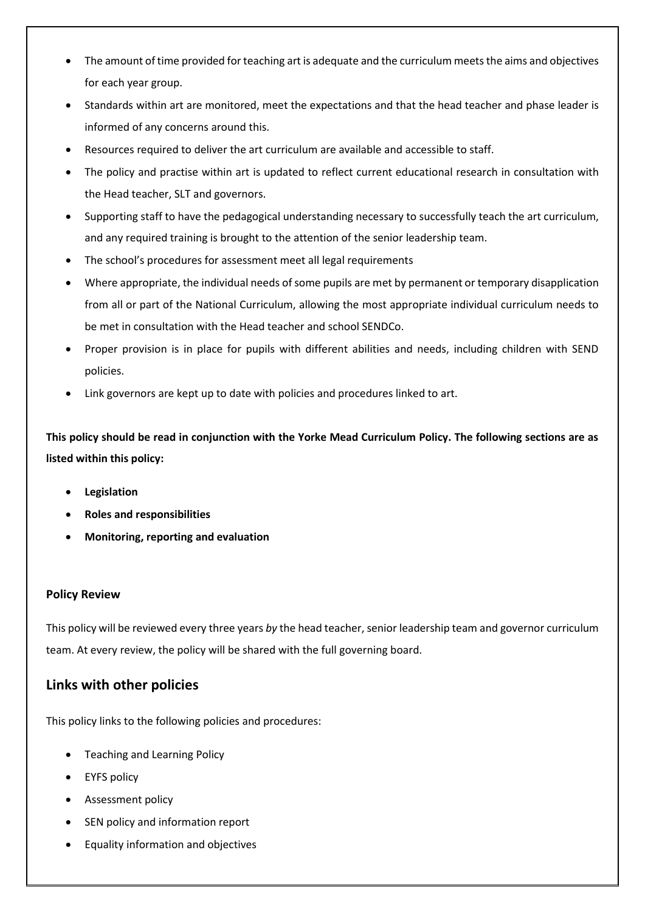- The amount of time provided for teaching art is adequate and the curriculum meets the aims and objectives for each year group.
- Standards within art are monitored, meet the expectations and that the head teacher and phase leader is informed of any concerns around this.
- Resources required to deliver the art curriculum are available and accessible to staff.
- The policy and practise within art is updated to reflect current educational research in consultation with the Head teacher, SLT and governors.
- Supporting staff to have the pedagogical understanding necessary to successfully teach the art curriculum, and any required training is brought to the attention of the senior leadership team.
- The school's procedures for assessment meet all legal requirements
- Where appropriate, the individual needs of some pupils are met by permanent or temporary disapplication from all or part of the National Curriculum, allowing the most appropriate individual curriculum needs to be met in consultation with the Head teacher and school SENDCo.
- Proper provision is in place for pupils with different abilities and needs, including children with SEND policies.
- Link governors are kept up to date with policies and procedures linked to art.

**This policy should be read in conjunction with the Yorke Mead Curriculum Policy. The following sections are as listed within this policy:**

- **Legislation**
- **Roles and responsibilities**
- **Monitoring, reporting and evaluation**

**Policy Review**

This policy will be reviewed every three years *by* the head teacher, senior leadership team and governor curriculum team. At every review, the policy will be shared with the full governing board.

## Links with other policies

This policy links to the following policies and procedures:

- Teaching and Learning Policy
- EYFS policy
- Assessment policy
- SEN policy and information report
- Equality information and objectives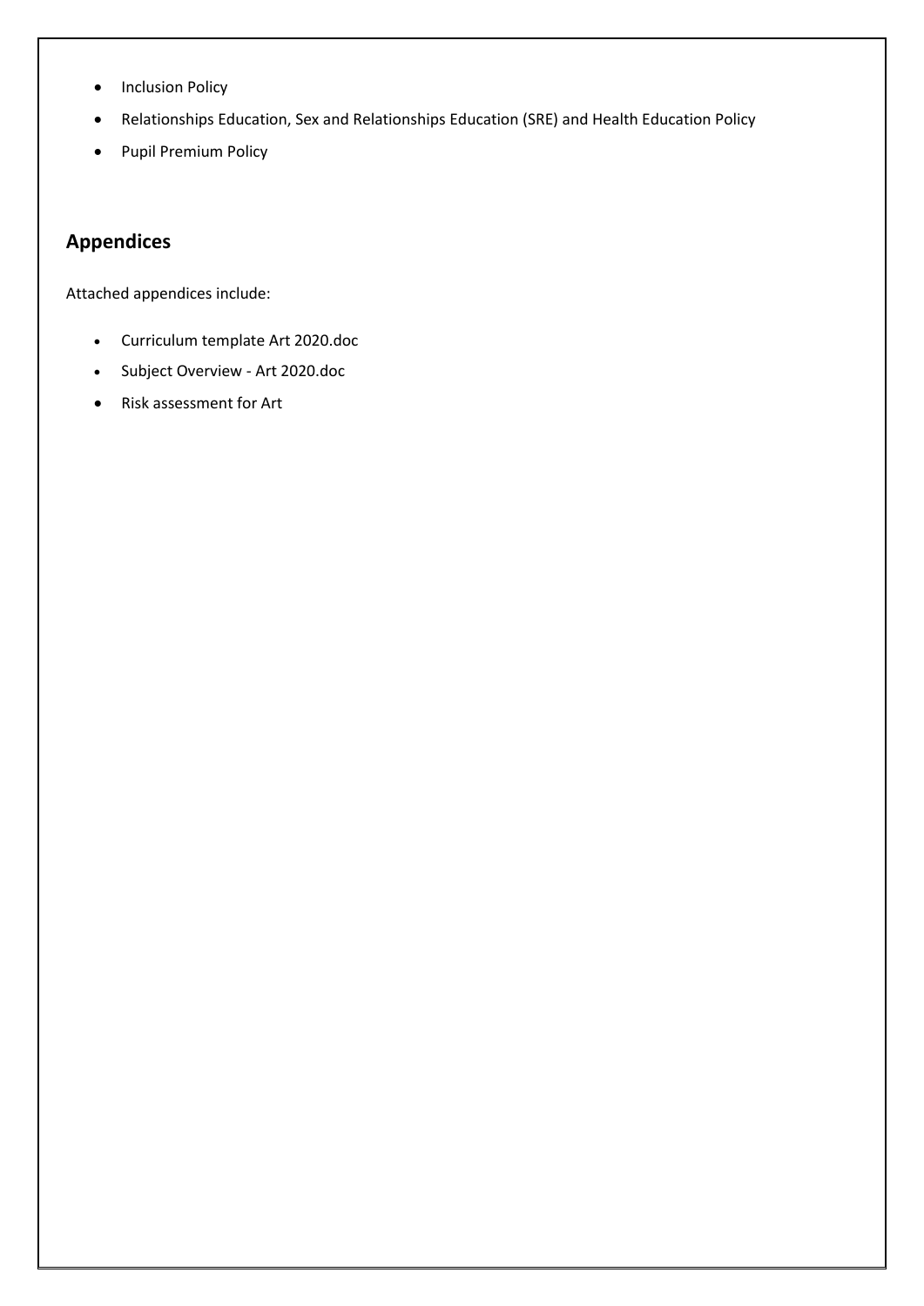- Inclusion Policy
- Relationships Education, Sex and Relationships Education (SRE) and Health Education Policy
- Pupil Premium Policy

## Appendices

Attached appendices include:

- Curriculum template Art 2020.doc
- Subject Overview - Art 2020.doc
- Risk assessment for Art